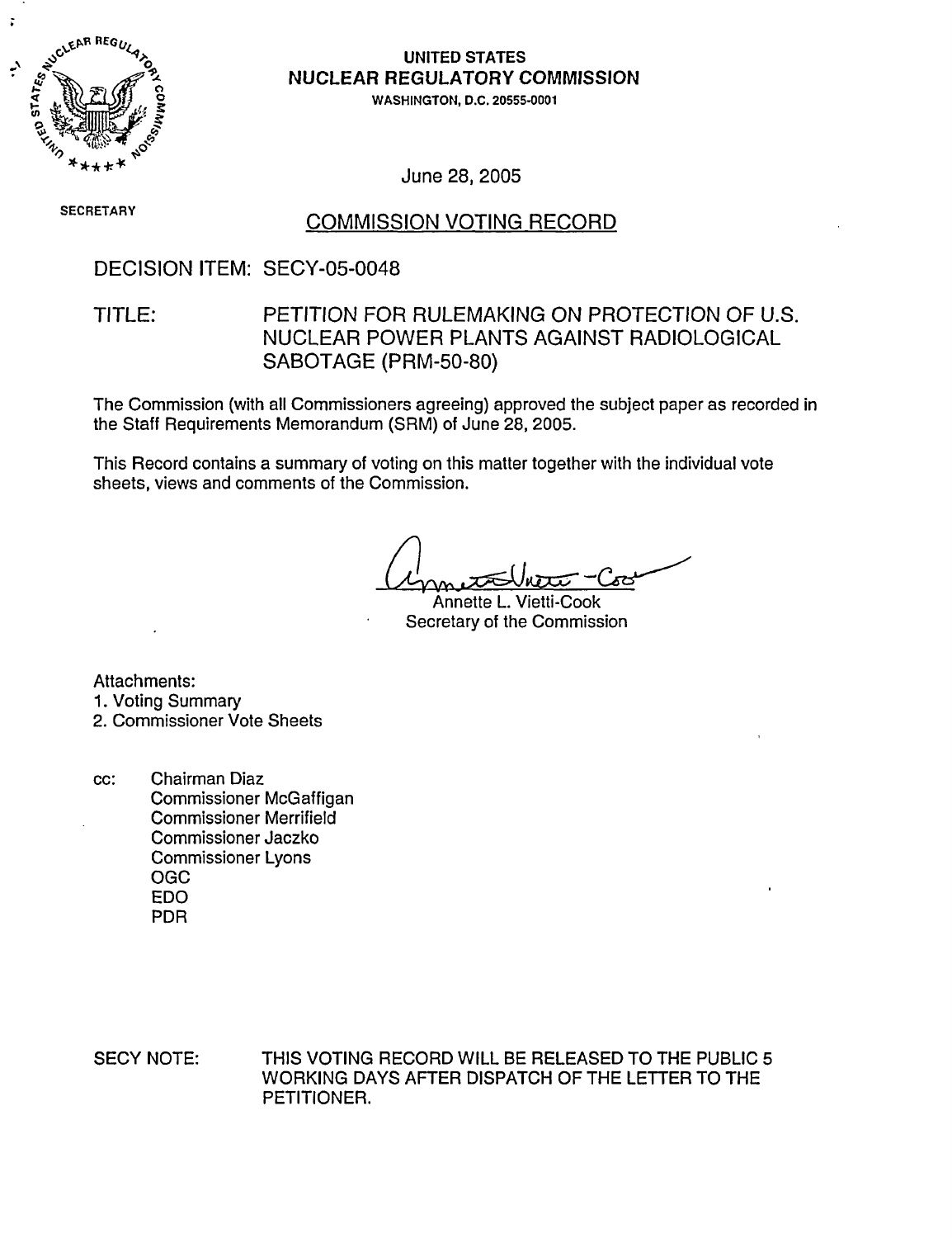**UNITED STATES**
**NUCLEAR REGULATORY COMMISSION**
WASHINGTON, D.C. 20555-0001

June 28, 2005

SECRETARY

# COMMISSION VOTING RECORD

## DECISION ITEM: SECY-05-0048

## TITLE: PETITION FOR RULEMAKING ON PROTECTION OF U.S. NUCLEAR POWER PLANTS AGAINST RADIOLOGICAL SABOTAGE (PRM-50-80)

The Commission (with all Commissioners agreeing) approved the subject paper as recorded in the Staff Requirements Memorandum (SRM) of June 28, 2005.

This Record contains a summary of voting on this matter together with the individual vote sheets, views and comments of the Commission.

Annette L. Vietti-Cook
Secretary of the Commission

Attachments:
1. Voting Summary
2. Commissioner Vote Sheets

cc: Chairman Diaz
Commissioner McGaffigan
Commissioner Merrifield
Commissioner Jaczko
Commissioner Lyons
OGC
EDO
PDR

SECY NOTE: THIS VOTING RECORD WILL BE RELEASED TO THE PUBLIC 5 WORKING DAYS AFTER DISPATCH OF THE LETTER TO THE PETITIONER.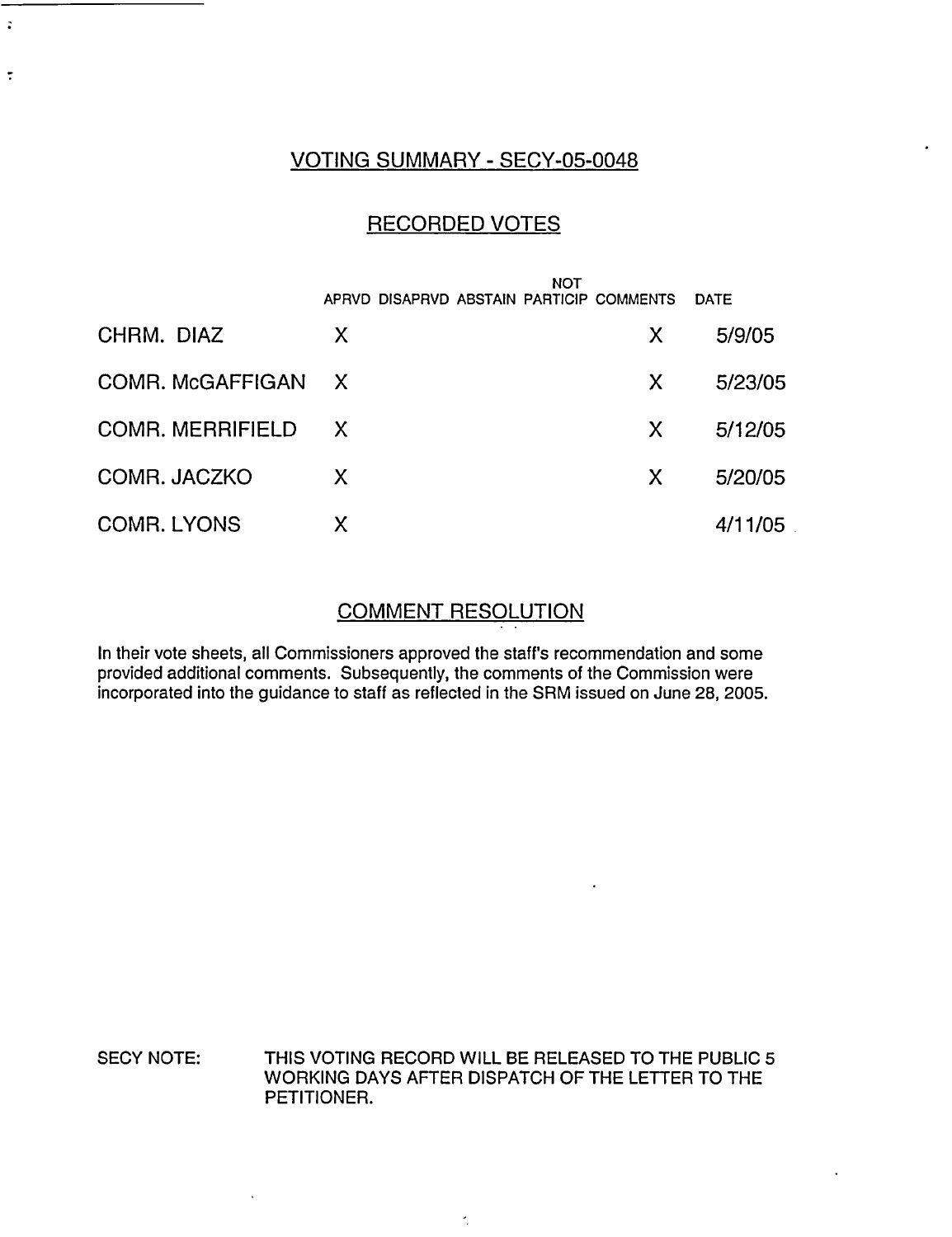## VOTING SUMMARY - SECY-05-0048

## RECORDED VOTES

| | APRVD | DISAPRVD | ABSTAIN | NOT PARTICIP | COMMENTS | DATE |
|---|---|---|---|---|---|---|
| CHRM. DIAZ | X | | | | X | 5/9/05 |
| COMR. McGAFFIGAN | X | | | | X | 5/23/05 |
| COMR. MERRIFIELD | X | | | | X | 5/12/05 |
| COMR. JACZKO | X | | | | X | 5/20/05 |
| COMR. LYONS | X | | | | | 4/11/05 |

## COMMENT RESOLUTION

In their vote sheets, all Commissioners approved the staff's recommendation and some provided additional comments. Subsequently, the comments of the Commission were incorporated into the guidance to staff as reflected in the SRM issued on June 28, 2005.

SECY NOTE: THIS VOTING RECORD WILL BE RELEASED TO THE PUBLIC 5 WORKING DAYS AFTER DISPATCH OF THE LETTER TO THE PETITIONER.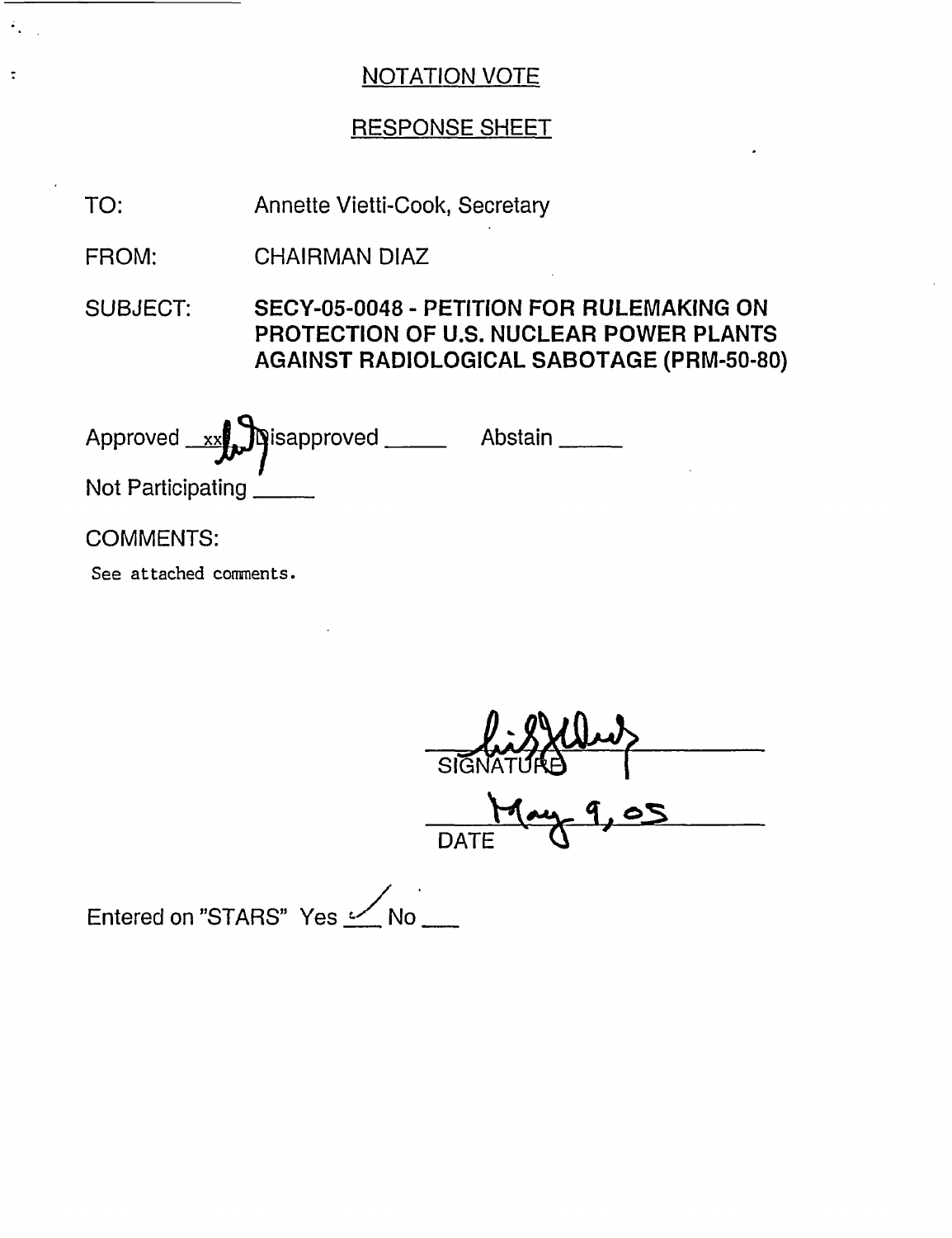NOTATION VOTE

RESPONSE SHEET

TO: Annette Vietti-Cook, Secretary

FROM: CHAIRMAN DIAZ

SUBJECT: **SECY-05-0048 - PETITION FOR RULEMAKING ON PROTECTION OF U.S. NUCLEAR POWER PLANTS AGAINST RADIOLOGICAL SABOTAGE (PRM-50-80)**

Approved xx Disapproved _____ Abstain _____

Not Participating _____

COMMENTS:

See attached comments.

SIGNATURE

May 9, 05

DATE

Entered on "STARS" Yes ✓ No ___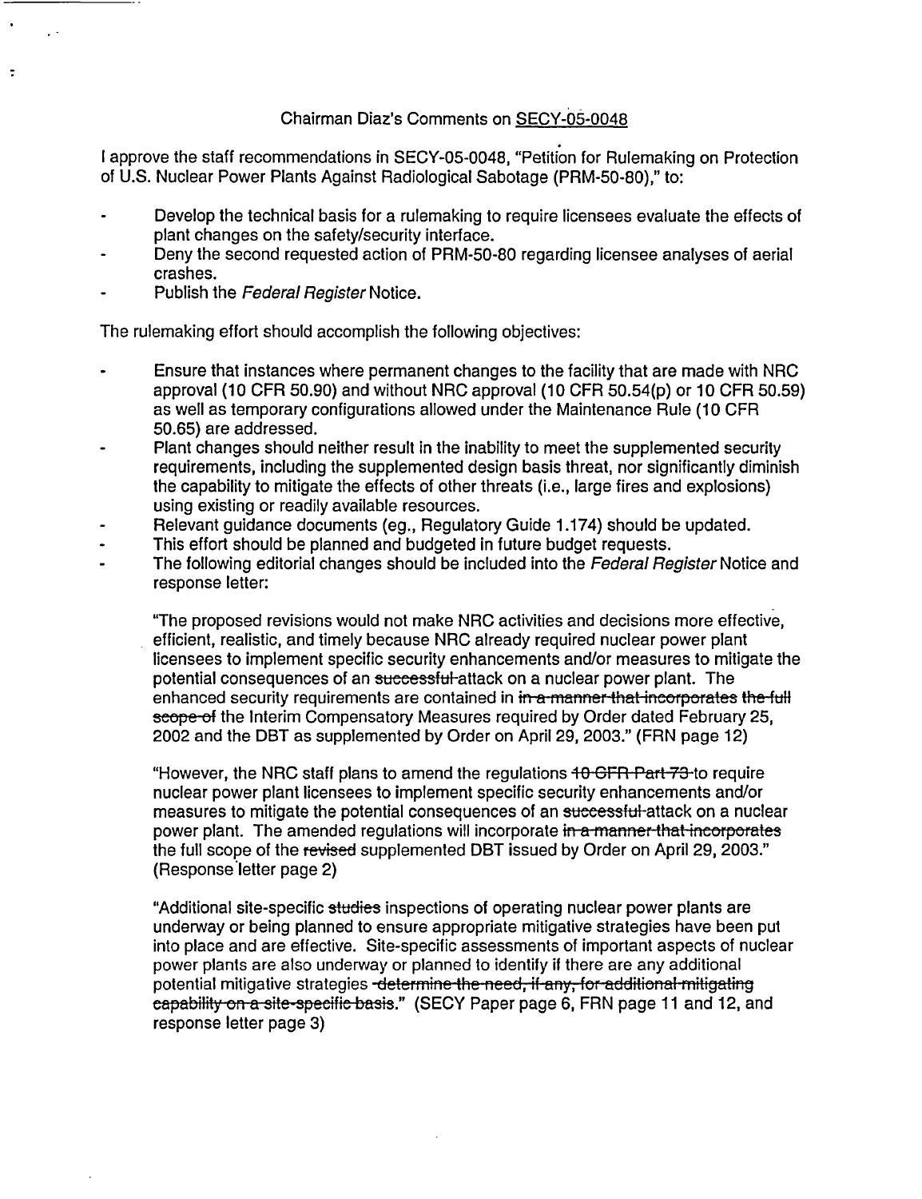Chairman Diaz's Comments on SECY-05-0048

I approve the staff recommendations in SECY-05-0048, "Petition for Rulemaking on Protection of U.S. Nuclear Power Plants Against Radiological Sabotage (PRM-50-80)," to:

- Develop the technical basis for a rulemaking to require licensees evaluate the effects of plant changes on the safety/security interface.
- Deny the second requested action of PRM-50-80 regarding licensee analyses of aerial crashes.
- Publish the *Federal Register* Notice.

The rulemaking effort should accomplish the following objectives:

- Ensure that instances where permanent changes to the facility that are made with NRC approval (10 CFR 50.90) and without NRC approval (10 CFR 50.54(p) or 10 CFR 50.59) as well as temporary configurations allowed under the Maintenance Rule (10 CFR 50.65) are addressed.
- Plant changes should neither result in the inability to meet the supplemented security requirements, including the supplemented design basis threat, nor significantly diminish the capability to mitigate the effects of other threats (i.e., large fires and explosions) using existing or readily available resources.
- Relevant guidance documents (eg., Regulatory Guide 1.174) should be updated.
- This effort should be planned and budgeted in future budget requests.
- The following editorial changes should be included into the *Federal Register* Notice and response letter:

  "The proposed revisions would not make NRC activities and decisions more effective, efficient, realistic, and timely because NRC already required nuclear power plant licensees to implement specific security enhancements and/or measures to mitigate the potential consequences of an ~~successful~~ attack on a nuclear power plant. The enhanced security requirements are contained in ~~in a manner that incorporates the full scope of~~ the Interim Compensatory Measures required by Order dated February 25, 2002 and the DBT as supplemented by Order on April 29, 2003." (FRN page 12)

  "However, the NRC staff plans to amend the regulations ~~10 CFR Part 73~~ to require nuclear power plant licensees to implement specific security enhancements and/or measures to mitigate the potential consequences of an ~~successful~~ attack on a nuclear power plant. The amended regulations will incorporate ~~in a manner that incorporates~~ the full scope of the ~~revised~~ supplemented DBT issued by Order on April 29, 2003." (Response letter page 2)

  "Additional site-specific ~~studies~~ inspections of operating nuclear power plants are underway or being planned to ensure appropriate mitigative strategies have been put into place and are effective. Site-specific assessments of important aspects of nuclear power plants are also underway or planned to identify if there are any additional potential mitigative strategies ~~determine the need, if any, for additional mitigating capability on a site-specific basis~~." (SECY Paper page 6, FRN page 11 and 12, and response letter page 3)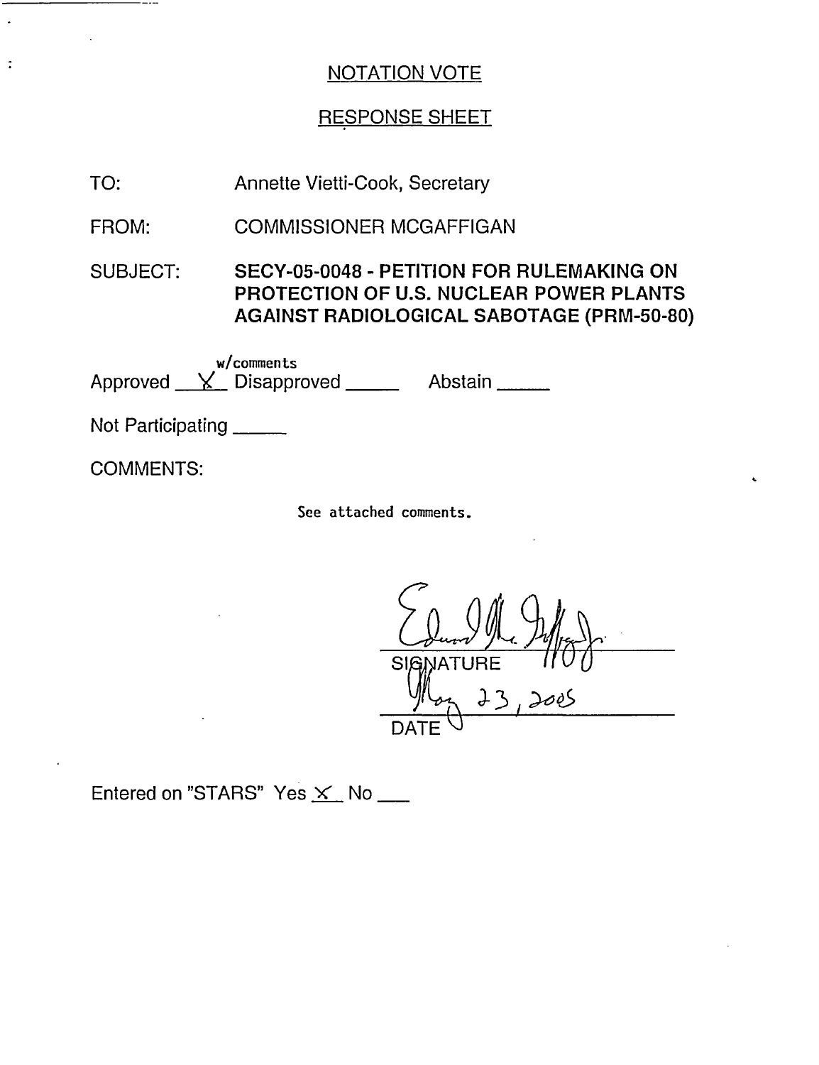## NOTATION VOTE

## RESPONSE SHEET

TO: Annette Vietti-Cook, Secretary

FROM: COMMISSIONER MCGAFFIGAN

SUBJECT: **SECY-05-0048 - PETITION FOR RULEMAKING ON PROTECTION OF U.S. NUCLEAR POWER PLANTS AGAINST RADIOLOGICAL SABOTAGE (PRM-50-80)**

Approved __X__ w/comments Disapproved _____ Abstain _____

Not Participating _____

COMMENTS:

See attached comments.

SIGNATURE

May 23, 2005

DATE

Entered on "STARS" Yes X No ___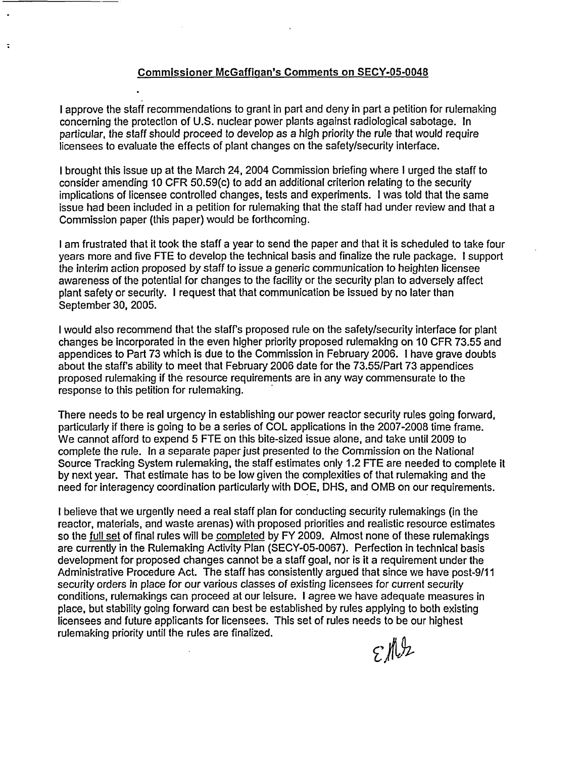**Commissioner McGaffigan's Comments on SECY-05-0048**

I approve the staff recommendations to grant in part and deny in part a petition for rulemaking concerning the protection of U.S. nuclear power plants against radiological sabotage. In particular, the staff should proceed to develop as a high priority the rule that would require licensees to evaluate the effects of plant changes on the safety/security interface.

I brought this issue up at the March 24, 2004 Commission briefing where I urged the staff to consider amending 10 CFR 50.59(c) to add an additional criterion relating to the security implications of licensee controlled changes, tests and experiments. I was told that the same issue had been included in a petition for rulemaking that the staff had under review and that a Commission paper (this paper) would be forthcoming.

I am frustrated that it took the staff a year to send the paper and that it is scheduled to take four years more and five FTE to develop the technical basis and finalize the rule package. I support the interim action proposed by staff to issue a generic communication to heighten licensee awareness of the potential for changes to the facility or the security plan to adversely affect plant safety or security. I request that that communication be issued by no later than September 30, 2005.

I would also recommend that the staff's proposed rule on the safety/security interface for plant changes be incorporated in the even higher priority proposed rulemaking on 10 CFR 73.55 and appendices to Part 73 which is due to the Commission in February 2006. I have grave doubts about the staff's ability to meet that February 2006 date for the 73.55/Part 73 appendices proposed rulemaking if the resource requirements are in any way commensurate to the response to this petition for rulemaking.

There needs to be real urgency in establishing our power reactor security rules going forward, particularly if there is going to be a series of COL applications in the 2007-2008 time frame. We cannot afford to expend 5 FTE on this bite-sized issue alone, and take until 2009 to complete the rule. In a separate paper just presented to the Commission on the National Source Tracking System rulemaking, the staff estimates only 1.2 FTE are needed to complete it by next year. That estimate has to be low given the complexities of that rulemaking and the need for interagency coordination particularly with DOE, DHS, and OMB on our requirements.

I believe that we urgently need a real staff plan for conducting security rulemakings (in the reactor, materials, and waste arenas) with proposed priorities and realistic resource estimates so the full set of final rules will be completed by FY 2009. Almost none of these rulemakings are currently in the Rulemaking Activity Plan (SECY-05-0067). Perfection in technical basis development for proposed changes cannot be a staff goal, nor is it a requirement under the Administrative Procedure Act. The staff has consistently argued that since we have post-9/11 security orders in place for our various classes of existing licensees for current security conditions, rulemakings can proceed at our leisure. I agree we have adequate measures in place, but stability going forward can best be established by rules applying to both existing licensees and future applicants for licensees. This set of rules needs to be our highest rulemaking priority until the rules are finalized.

EMcG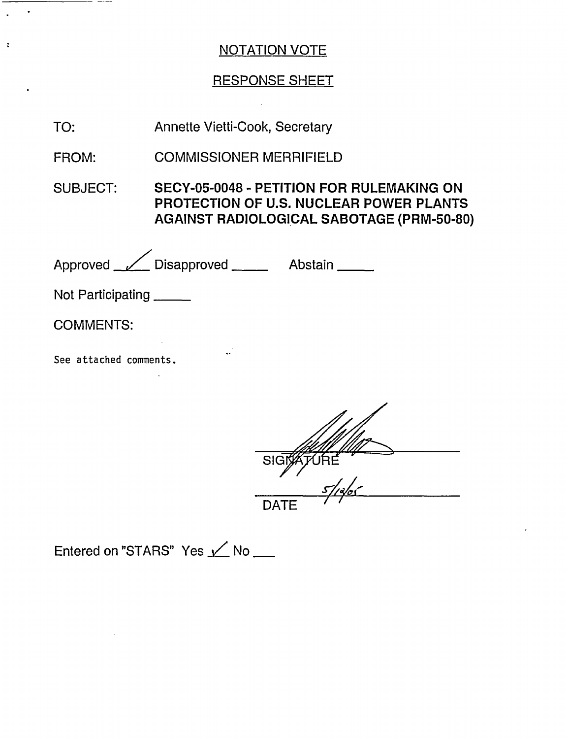NOTATION VOTE

RESPONSE SHEET

TO: Annette Vietti-Cook, Secretary

FROM: COMMISSIONER MERRIFIELD

SUBJECT: **SECY-05-0048 - PETITION FOR RULEMAKING ON PROTECTION OF U.S. NUCLEAR POWER PLANTS AGAINST RADIOLOGICAL SABOTAGE (PRM-50-80)**

Approved ✓ Disapproved _____ Abstain _____

Not Participating _____

COMMENTS:

See attached comments.

SIGNATURE

5/18/05

DATE

Entered on "STARS" Yes ✓ No ___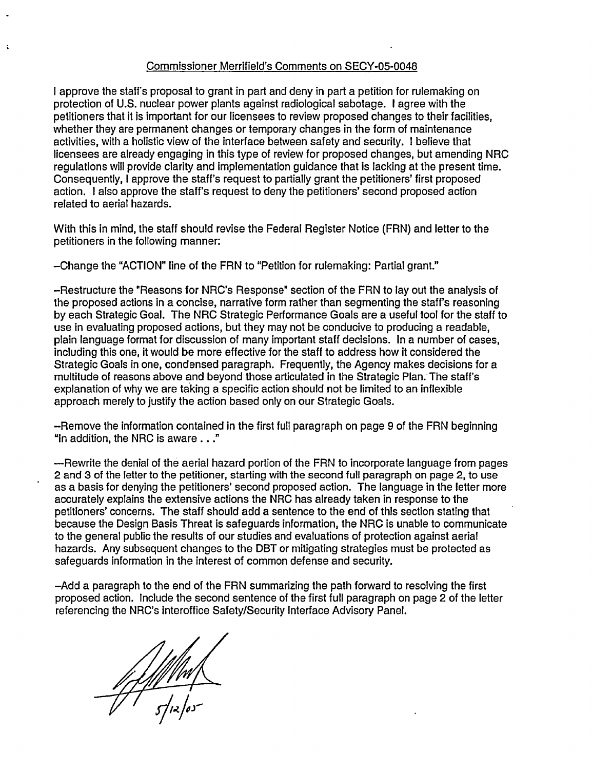Commissioner Merrifield's Comments on SECY-05-0048

I approve the staff's proposal to grant in part and deny in part a petition for rulemaking on protection of U.S. nuclear power plants against radiological sabotage. I agree with the petitioners that it is important for our licensees to review proposed changes to their facilities, whether they are permanent changes or temporary changes in the form of maintenance activities, with a holistic view of the interface between safety and security. I believe that licensees are already engaging in this type of review for proposed changes, but amending NRC regulations will provide clarity and implementation guidance that is lacking at the present time. Consequently, I approve the staff's request to partially grant the petitioners' first proposed action. I also approve the staff's request to deny the petitioners' second proposed action related to aerial hazards.

With this in mind, the staff should revise the Federal Register Notice (FRN) and letter to the petitioners in the following manner:

–Change the "ACTION" line of the FRN to "Petition for rulemaking: Partial grant."

–Restructure the "Reasons for NRC's Response" section of the FRN to lay out the analysis of the proposed actions in a concise, narrative form rather than segmenting the staff's reasoning by each Strategic Goal. The NRC Strategic Performance Goals are a useful tool for the staff to use in evaluating proposed actions, but they may not be conducive to producing a readable, plain language format for discussion of many important staff decisions. In a number of cases, including this one, it would be more effective for the staff to address how it considered the Strategic Goals in one, condensed paragraph. Frequently, the Agency makes decisions for a multitude of reasons above and beyond those articulated in the Strategic Plan. The staff's explanation of why we are taking a specific action should not be limited to an inflexible approach merely to justify the action based only on our Strategic Goals.

–Remove the information contained in the first full paragraph on page 9 of the FRN beginning "In addition, the NRC is aware . . ."

–Rewrite the denial of the aerial hazard portion of the FRN to incorporate language from pages 2 and 3 of the letter to the petitioner, starting with the second full paragraph on page 2, to use as a basis for denying the petitioners' second proposed action. The language in the letter more accurately explains the extensive actions the NRC has already taken in response to the petitioners' concerns. The staff should add a sentence to the end of this section stating that because the Design Basis Threat is safeguards information, the NRC is unable to communicate to the general public the results of our studies and evaluations of protection against aerial hazards. Any subsequent changes to the DBT or mitigating strategies must be protected as safeguards information in the interest of common defense and security.

–Add a paragraph to the end of the FRN summarizing the path forward to resolving the first proposed action. Include the second sentence of the first full paragraph on page 2 of the letter referencing the NRC's interoffice Safety/Security Interface Advisory Panel.

5/12/05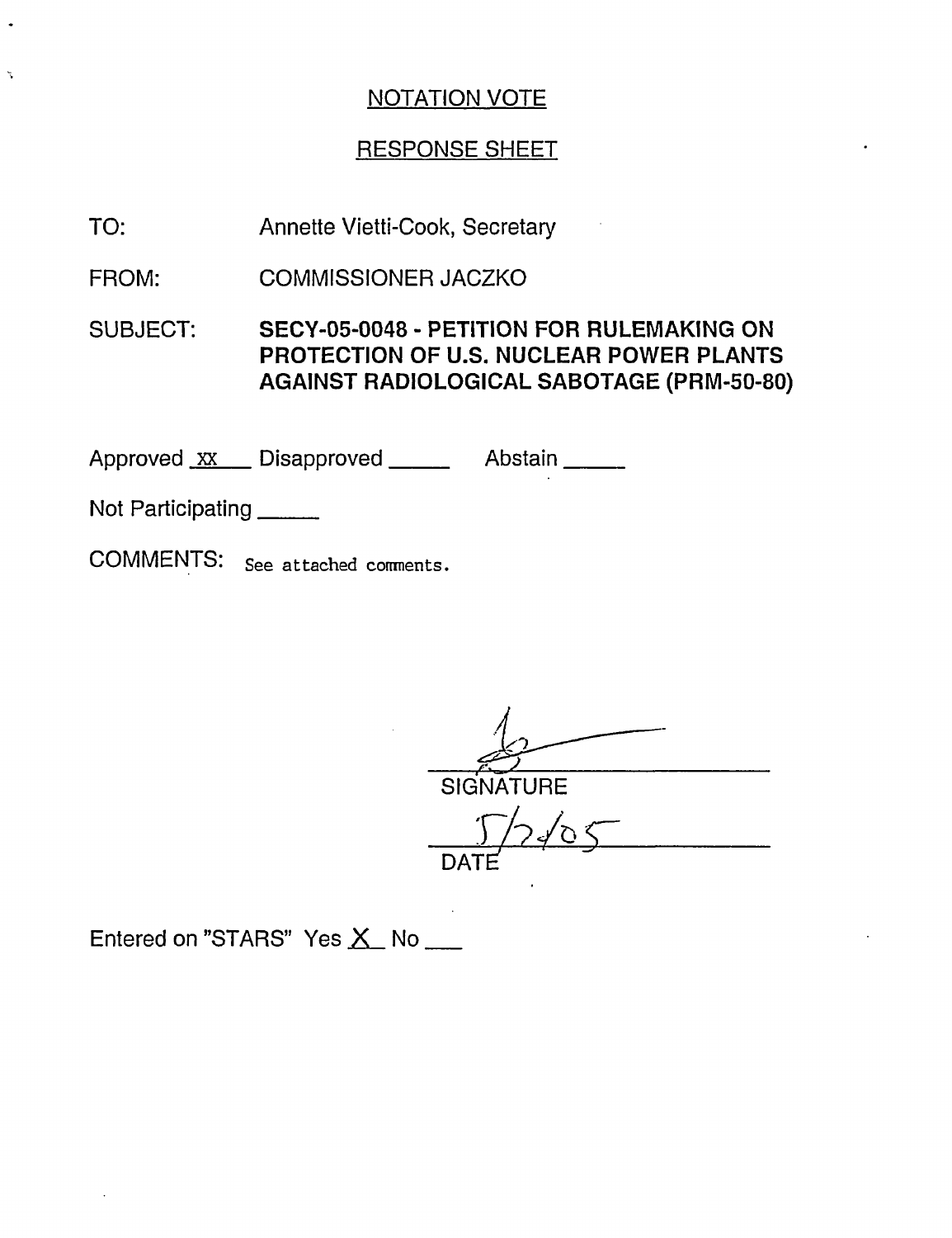NOTATION VOTE

RESPONSE SHEET

TO: Annette Vietti-Cook, Secretary

FROM: COMMISSIONER JACZKO

SUBJECT: **SECY-05-0048 - PETITION FOR RULEMAKING ON PROTECTION OF U.S. NUCLEAR POWER PLANTS AGAINST RADIOLOGICAL SABOTAGE (PRM-50-80)**

Approved xx Disapproved _____ Abstain _____

Not Participating _____

COMMENTS: See attached comments.

SIGNATURE

5/24/05

DATE

Entered on "STARS" Yes X No ___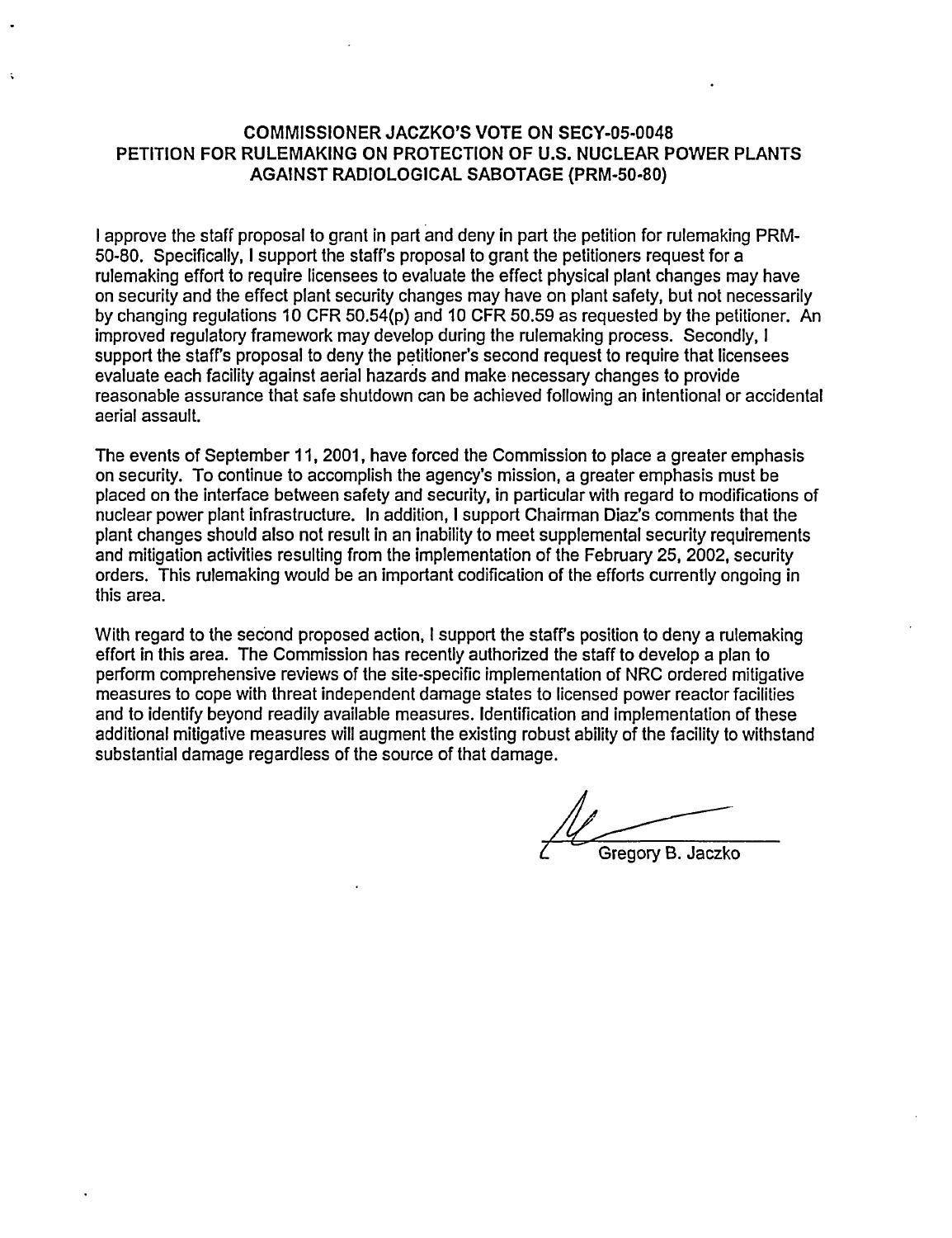## COMMISSIONER JACZKO'S VOTE ON SECY-05-0048 PETITION FOR RULEMAKING ON PROTECTION OF U.S. NUCLEAR POWER PLANTS AGAINST RADIOLOGICAL SABOTAGE (PRM-50-80)

I approve the staff proposal to grant in part and deny in part the petition for rulemaking PRM-50-80. Specifically, I support the staff's proposal to grant the petitioners request for a rulemaking effort to require licensees to evaluate the effect physical plant changes may have on security and the effect plant security changes may have on plant safety, but not necessarily by changing regulations 10 CFR 50.54(p) and 10 CFR 50.59 as requested by the petitioner. An improved regulatory framework may develop during the rulemaking process. Secondly, I support the staff's proposal to deny the petitioner's second request to require that licensees evaluate each facility against aerial hazards and make necessary changes to provide reasonable assurance that safe shutdown can be achieved following an intentional or accidental aerial assault.

The events of September 11, 2001, have forced the Commission to place a greater emphasis on security. To continue to accomplish the agency's mission, a greater emphasis must be placed on the interface between safety and security, in particular with regard to modifications of nuclear power plant infrastructure. In addition, I support Chairman Diaz's comments that the plant changes should also not result in an inability to meet supplemental security requirements and mitigation activities resulting from the implementation of the February 25, 2002, security orders. This rulemaking would be an important codification of the efforts currently ongoing in this area.

With regard to the second proposed action, I support the staff's position to deny a rulemaking effort in this area. The Commission has recently authorized the staff to develop a plan to perform comprehensive reviews of the site-specific implementation of NRC ordered mitigative measures to cope with threat independent damage states to licensed power reactor facilities and to identify beyond readily available measures. Identification and implementation of these additional mitigative measures will augment the existing robust ability of the facility to withstand substantial damage regardless of the source of that damage.

Gregory B. Jaczko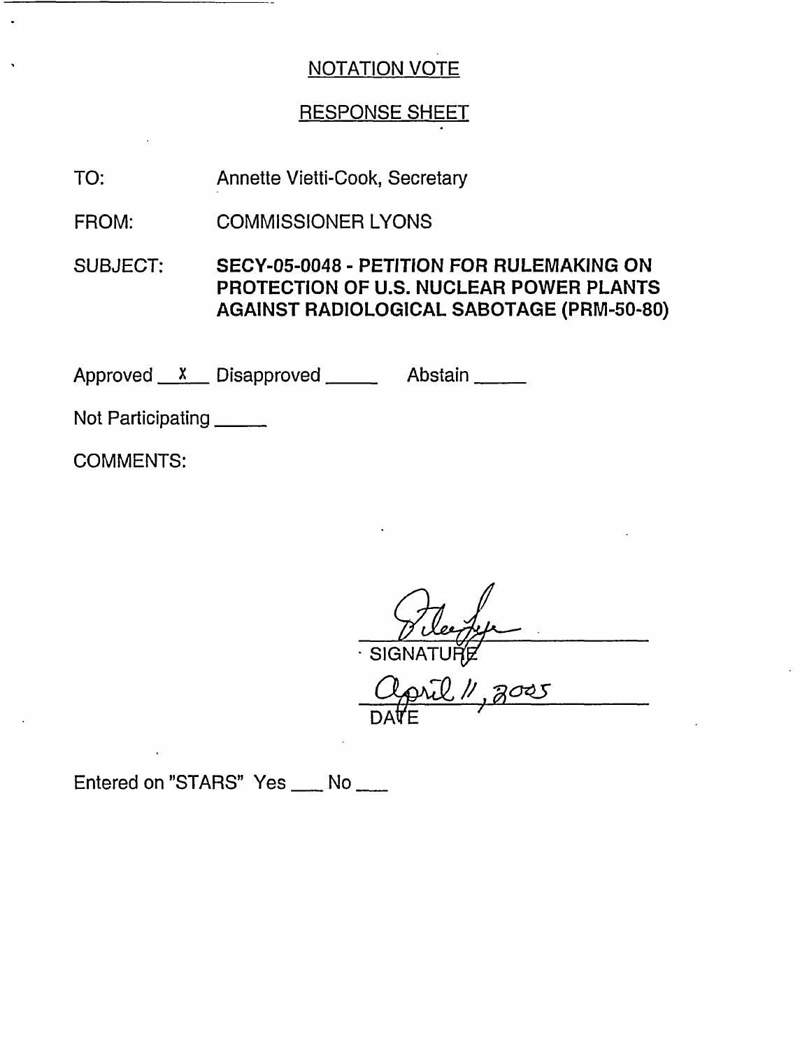## NOTATION VOTE

## RESPONSE SHEET

TO: Annette Vietti-Cook, Secretary

FROM: COMMISSIONER LYONS

SUBJECT: **SECY-05-0048 - PETITION FOR RULEMAKING ON PROTECTION OF U.S. NUCLEAR POWER PLANTS AGAINST RADIOLOGICAL SABOTAGE (PRM-50-80)**

Approved \_\_X\_\_ Disapproved \_\_\_\_\_ Abstain \_\_\_\_\_

Not Participating \_\_\_\_\_

COMMENTS:

SIGNATURE

April 11, 2005

DATE

Entered on "STARS" Yes \_\_\_ No \_\_\_